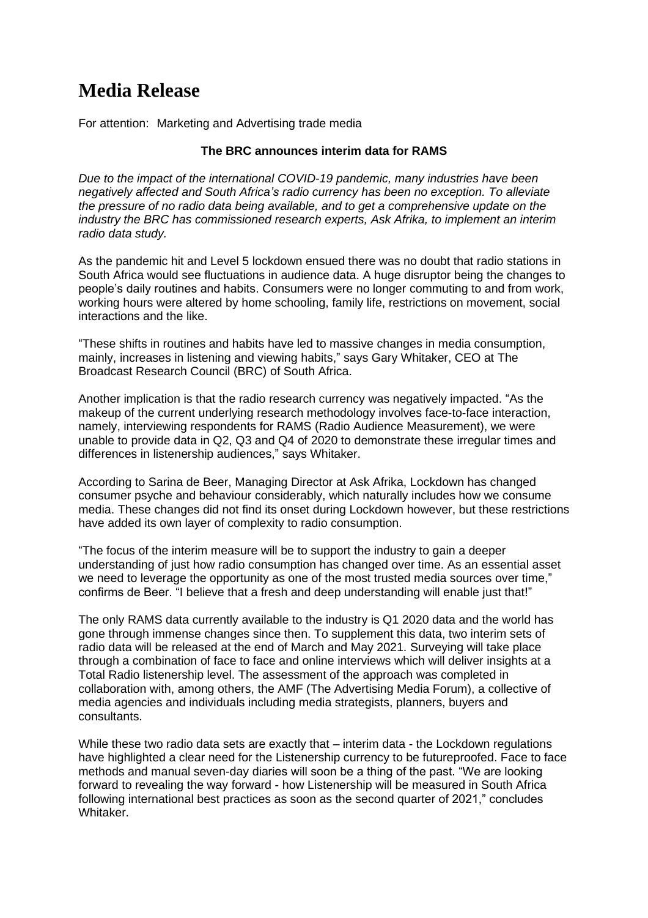# Media Release

For attention: Marketing and Advertising trade media

**The BRC announces interim data for RAMS**

*Due to the impact of the international COVID-19 pandemic, many industries have been negatively affected and South Africa's radio currency has been no exception. To alleviate the pressure of no radio data being available, and to get a comprehensive update on the industry the BRC has commissioned research experts, Ask Afrika, to implement an interim radio data study.*

As the pandemic hit and Level 5 lockdown ensued there was no doubt that radio stations in South Africa would see fluctuations in audience data. A huge disruptor being the changes to people's daily routines and habits. Consumers were no longer commuting to and from work, working hours were altered by home schooling, family life, restrictions on movement, social interactions and the like.

"These shifts in routines and habits have led to massive changes in media consumption, mainly, increases in listening and viewing habits," says Gary Whitaker, CEO at The Broadcast Research Council (BRC) of South Africa.

Another implication is that the radio research currency was negatively impacted. "As the makeup of the current underlying research methodology involves face-to-face interaction, namely, interviewing respondents for RAMS (Radio Audience Measurement), we were unable to provide data in Q2, Q3 and Q4 of 2020 to demonstrate these irregular times and differences in listenership audiences," says Whitaker.

According to Sarina de Beer, Managing Director at Ask Afrika, Lockdown has changed consumer psyche and behaviour considerably, which naturally includes how we consume media. These changes did not find its onset during Lockdown however, but these restrictions have added its own layer of complexity to radio consumption.

"The focus of the interim measure will be to support the industry to gain a deeper understanding of just how radio consumption has changed over time. As an essential asset we need to leverage the opportunity as one of the most trusted media sources over time," confirms de Beer. "I believe that a fresh and deep understanding will enable just that!"

The only RAMS data currently available to the industry is Q1 2020 data and the world has gone through immense changes since then. To supplement this data, two interim sets of radio data will be released at the end of March and May 2021. Surveying will take place through a combination of face to face and online interviews which will deliver insights at a Total Radio listenership level. The assessment of the approach was completed in collaboration with, among others, the AMF (The Advertising Media Forum), a collective of media agencies and individuals including media strategists, planners, buyers and consultants.

While these two radio data sets are exactly that – interim data - the Lockdown regulations have highlighted a clear need for the Listenership currency to be futureproofed. Face to face methods and manual seven-day diaries will soon be a thing of the past. "We are looking forward to revealing the way forward - how Listenership will be measured in South Africa following international best practices as soon as the second quarter of 2021," concludes Whitaker.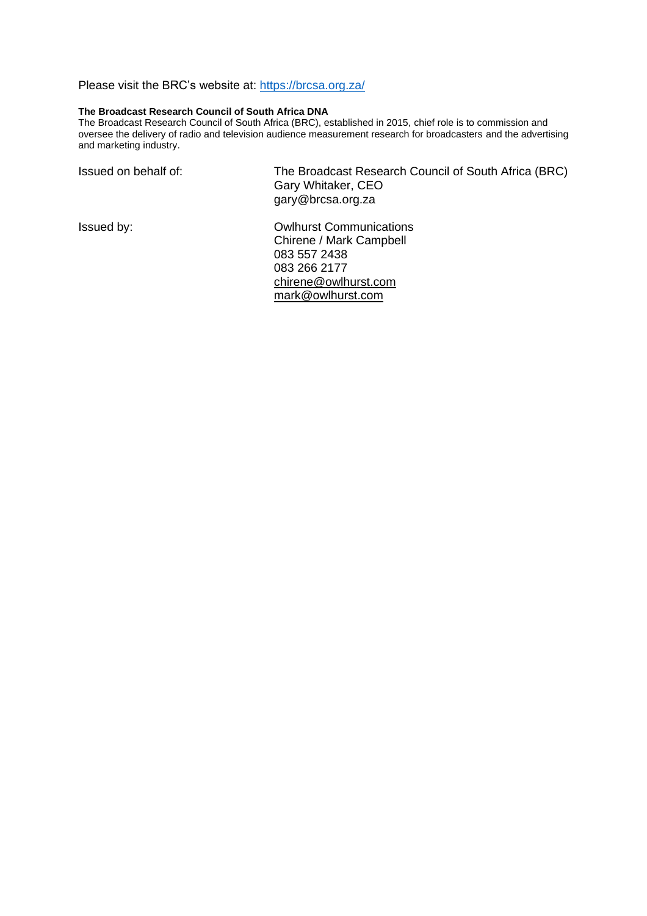Please visit the BRC's website at: https://brcsa.org.za/

**The Broadcast Research Council of South Africa DNA**

The Broadcast Research Council of South Africa (BRC), established in 2015, chief role is to commission and oversee the delivery of radio and television audience measurement research for broadcasters and the advertising and marketing industry.

| | |
|---|---|
| Issued on behalf of: | The Broadcast Research Council of South Africa (BRC)<br>Gary Whitaker, CEO<br>gary@brcsa.org.za |
| Issued by: | Owlhurst Communications<br>Chirene / Mark Campbell<br>083 557 2438<br>083 266 2177<br>chirene@owlhurst.com<br>mark@owlhurst.com |